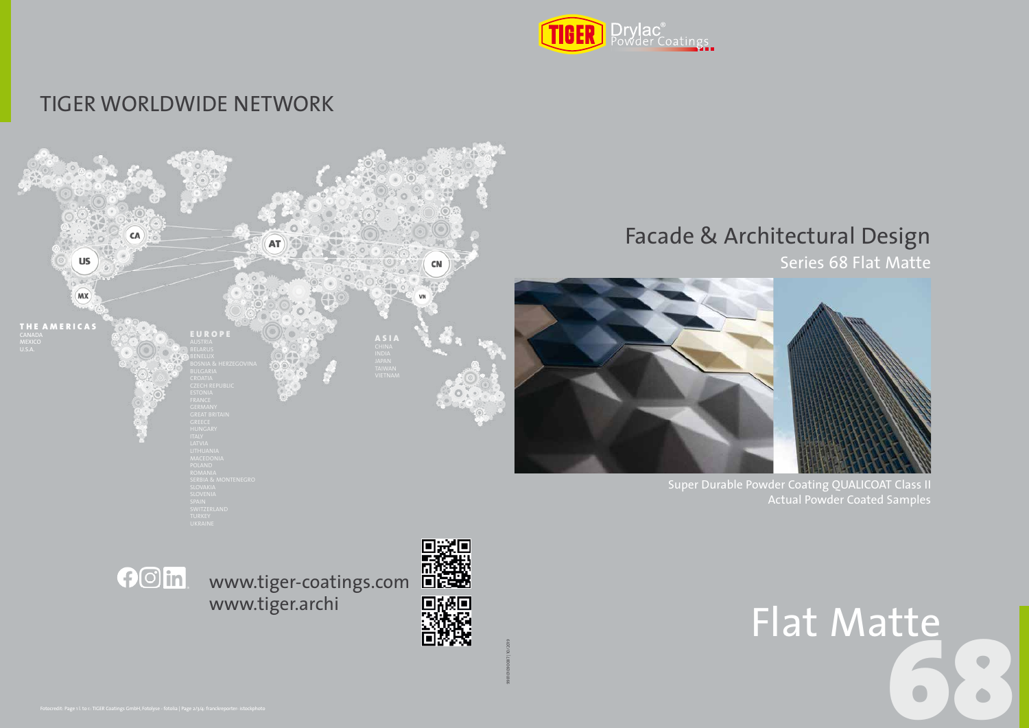TIGER Drylac® Powder Coatings

# TIGER WORLDWIDE NETWORK

CA
US
MX
AT
CN
VN

**THE AMERICAS**
- CANADA
- MEXICO
- U.S.A.

**EUROPE**
- AUSTRIA
- BELARUS
- BENELUX
- BOSNIA & HERZEGOVINA
- BULGARIA
- CROATIA
- CZECH REPUBLIC
- ESTONIA
- FRANCE
- GERMANY
- GREAT BRITAIN
- GREECE
- HUNGARY
- ITALY
- LATVIA
- LITHUANIA
- MACEDONIA
- POLAND
- ROMANIA
- SERBIA & MONTENEGRO
- SLOVAKIA
- SLOVENIA
- SPAIN
- SWITZERLAND
- TURKEY
- UKRAINE

**ASIA**
- CHINA
- INDIA
- JAPAN
- TAIWAN
- VIETNAM

www.tiger-coatings.com
www.tiger.archi

Fotocredit: Page 1 l. to r.: TIGER Coatings GmbH, Fotolyse - fotolia | Page 2/3/4: franckreporter- istockphoto

# Facade & Architectural Design

## Series 68 Flat Matte

Super Durable Powder Coating QUALICOAT Class II
Actual Powder Coated Samples

# Flat Matte 68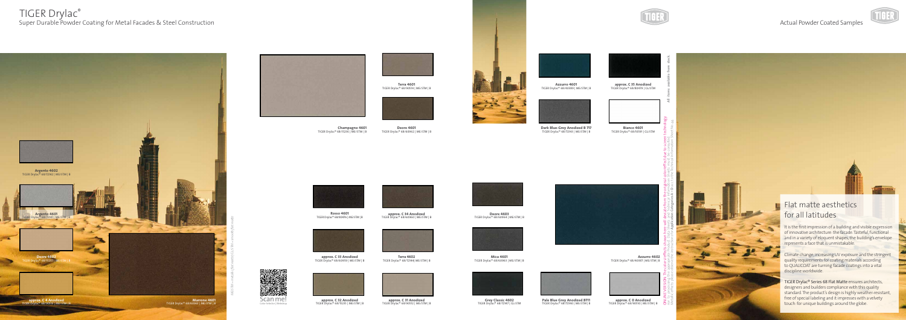# TIGER Drylac®

Super Durable Powder Coating for Metal Facades & Steel Construction

Actual Powder Coated Samples

**Argento 4602**
TIGER Drylac® 68/72142 | ME/STM | B

**Argento 4601**
TIGER Drylac® 68/72141 | ME/STM | B

**Deore 4602**
TIGER Drylac® 68/70217 | ME/STM | B

**approx. C 4 Anodized**
TIGER Drylac® 68/90114 | ME/STM | B

**Marrone 4601**
TIGER Drylac® 68/60964 | ME/STM | B

**Champagne 4601**
TIGER Drylac® 68/11236 | ME/STM | B

**Terra 4601**
TIGER Drylac® 68/60574 | ME/STM | B

**Deore 4601**
TIGER Drylac® 68/60962 | ME/STM | B

**Azzurro 4601**
TIGER Drylac® 68/40009 | ME/STM | B

**approx. C 35 Anodized**
TIGER Drylac® 68/80478 | GL/STM

**Dark Blue-Grey Anodized B 717**
TIGER Drylac® 68/72143 | ME/STM | B

**Bianco 4601**
TIGER Drylac® 68/10101 | GL/STM

All items available from stock.

**Rosso 4601**
TIGER Drylac® 68/80476 | ME/STM | B

**approx. C 34 Anodized**
TIGER Drylac® 68/60963 | ME/STM | B

**Deore 4603**
TIGER Drylac® 68/60904 | ME/STM | B

**approx. C 33 Anodized**
TIGER Drylac® 68/60959 | ME/STM | B

**Terra 4602**
TIGER Drylac® 68/72144 | ME/STM | B

**Mica 4601**
TIGER Drylac® 68/60961 | ME/STM | B

**Azzurro 4602**
TIGER Drylac® 68/40007 | ME/STM | B

Scan me!
Color Selector | Webshop

**approx. C 32 Anodized**
TIGER Drylac® 68/70235 | ME/STM | B

**approx. C 31 Anodized**
TIGER Drylac® 68/90112 | ME/STM | B

**Grey Classic 4602**
TIGER Drylac® 68/72147 | GL/STM

**Pale Blue Grey Anodized B711**
TIGER Drylac® 68/72140 | ME/STM | B

**approx. C 0 Anodized**
TIGER Drylac® 68/90110 | ME/STM | B

ME/STM = metallic/fine texture | GL/STM = smooth/fine texture

ONLINE VERSION: The color effects shown here will deviate from the original color effect due to screen technology. Please always use the original powder coated samples for color selection. For details, please observe the instructions in the Application Categories A–D and in the Technical Information Sheet 68.

## Flat matte aesthetics for all latitudes

It is the first impression of a building and visible expression of innovative architecture: the facade. Tasteful, functional and in a variety of eloquent shapes, the building's envelope represents a face that is unmistakable.

Climate change, increasing UV exposure and the stringent quality requirements for coating materials according to QUALICOAT are turning facade coatings into a vital discipline worldwide.

**TIGER Drylac® Series 68 Flat Matte** ensures architects, designers and builders compliance with this quality standard. The product's design is highly weather-resistant, free of special labeling and it impresses with a velvety touch: for unique buildings around the globe.